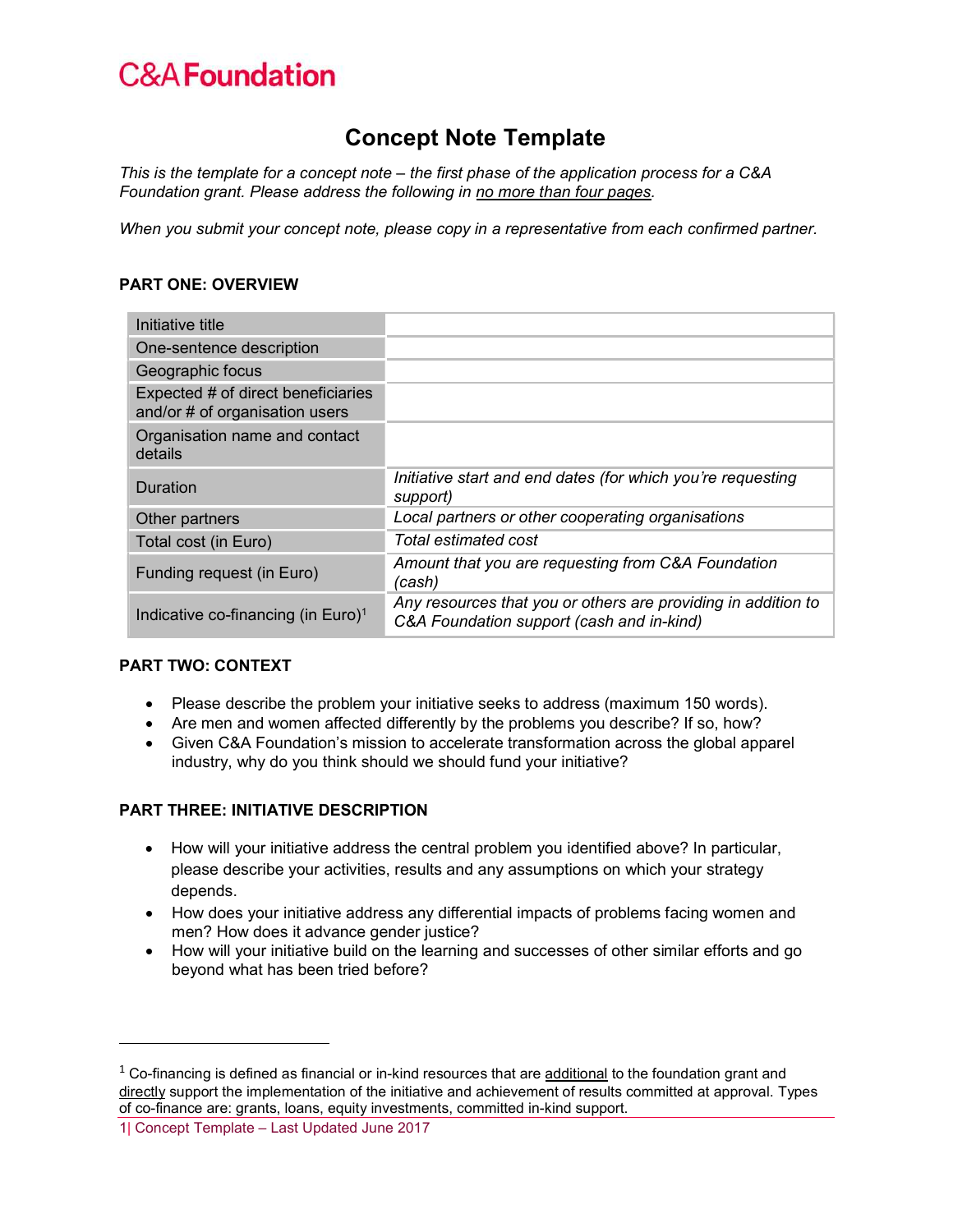C&A Foundation

# Concept Note Template

*This is the template for a concept note – the first phase of the application process for a C&A Foundation grant. Please address the following in no more than four pages.*

*When you submit your concept note, please copy in a representative from each confirmed partner.*

## PART ONE: OVERVIEW

| | |
|---|---|
| Initiative title | |
| One-sentence description | |
| Geographic focus | |
| Expected # of direct beneficiaries and/or # of organisation users | |
| Organisation name and contact details | |
| Duration | *Initiative start and end dates (for which you're requesting support)* |
| Other partners | *Local partners or other cooperating organisations* |
| Total cost (in Euro) | *Total estimated cost* |
| Funding request (in Euro) | *Amount that you are requesting from C&A Foundation (cash)* |
| Indicative co-financing (in Euro)[1] | *Any resources that you or others are providing in addition to C&A Foundation support (cash and in-kind)* |

## PART TWO: CONTEXT

- Please describe the problem your initiative seeks to address (maximum 150 words).
- Are men and women affected differently by the problems you describe? If so, how?
- Given C&A Foundation's mission to accelerate transformation across the global apparel industry, why do you think should we should fund your initiative?

## PART THREE: INITIATIVE DESCRIPTION

- How will your initiative address the central problem you identified above? In particular, please describe your activities, results and any assumptions on which your strategy depends.
- How does your initiative address any differential impacts of problems facing women and men? How does it advance gender justice?
- How will your initiative build on the learning and successes of other similar efforts and go beyond what has been tried before?

---

[1] Co-financing is defined as financial or in-kind resources that are additional to the foundation grant and directly support the implementation of the initiative and achievement of results committed at approval. Types of co-finance are: grants, loans, equity investments, committed in-kind support.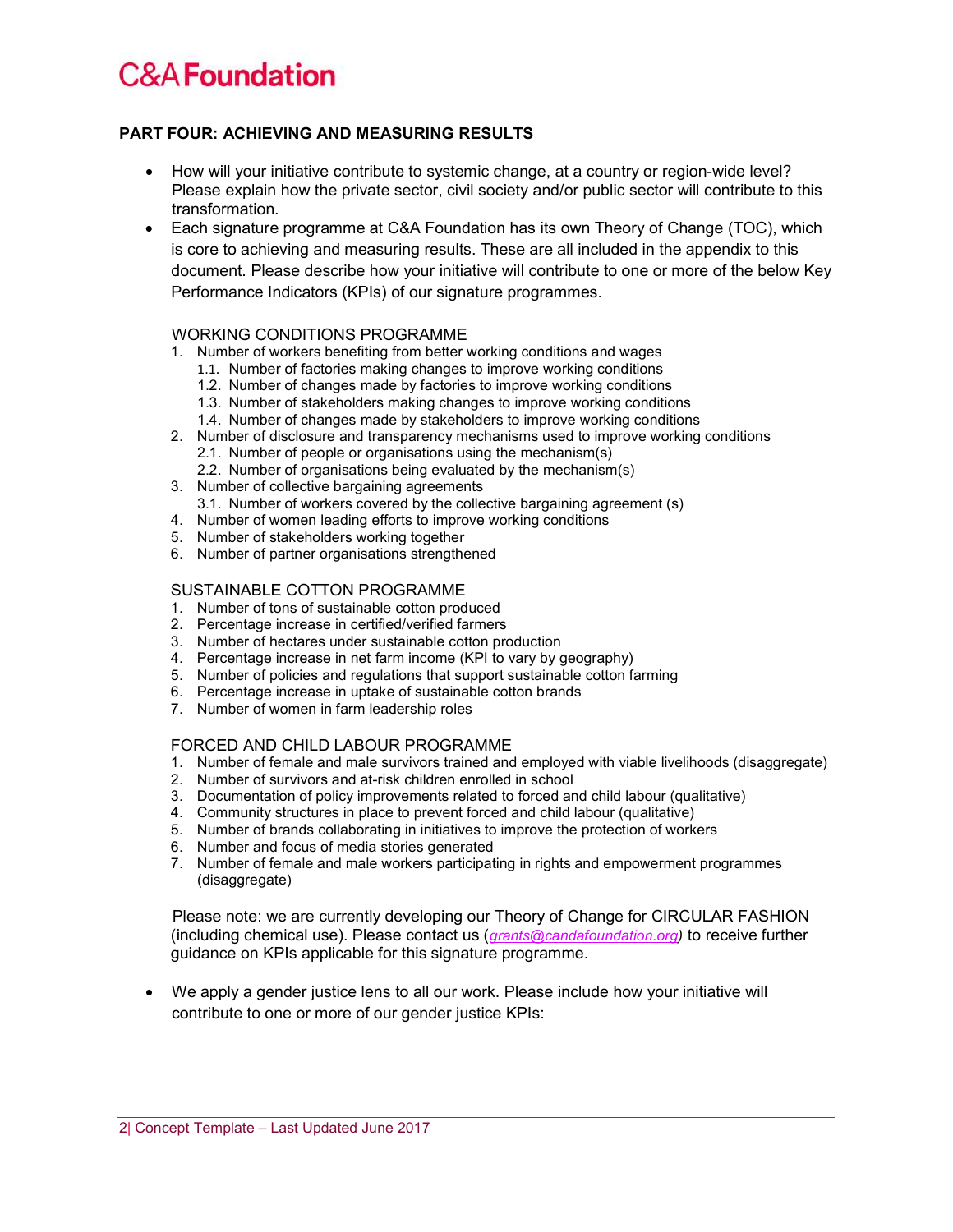**C&A Foundation**

**PART FOUR: ACHIEVING AND MEASURING RESULTS**

- How will your initiative contribute to systemic change, at a country or region-wide level? Please explain how the private sector, civil society and/or public sector will contribute to this transformation.
- Each signature programme at C&A Foundation has its own Theory of Change (TOC), which is core to achieving and measuring results. These are all included in the appendix to this document. Please describe how your initiative will contribute to one or more of the below Key Performance Indicators (KPIs) of our signature programmes.

  WORKING CONDITIONS PROGRAMME

  1. Number of workers benefiting from better working conditions and wages
     1.1. Number of factories making changes to improve working conditions
     1.2. Number of changes made by factories to improve working conditions
     1.3. Number of stakeholders making changes to improve working conditions
     1.4. Number of changes made by stakeholders to improve working conditions
  2. Number of disclosure and transparency mechanisms used to improve working conditions
     2.1. Number of people or organisations using the mechanism(s)
     2.2. Number of organisations being evaluated by the mechanism(s)
  3. Number of collective bargaining agreements
     3.1. Number of workers covered by the collective bargaining agreement (s)
  4. Number of women leading efforts to improve working conditions
  5. Number of stakeholders working together
  6. Number of partner organisations strengthened

  SUSTAINABLE COTTON PROGRAMME

  1. Number of tons of sustainable cotton produced
  2. Percentage increase in certified/verified farmers
  3. Number of hectares under sustainable cotton production
  4. Percentage increase in net farm income (KPI to vary by geography)
  5. Number of policies and regulations that support sustainable cotton farming
  6. Percentage increase in uptake of sustainable cotton brands
  7. Number of women in farm leadership roles

  FORCED AND CHILD LABOUR PROGRAMME

  1. Number of female and male survivors trained and employed with viable livelihoods (disaggregate)
  2. Number of survivors and at-risk children enrolled in school
  3. Documentation of policy improvements related to forced and child labour (qualitative)
  4. Community structures in place to prevent forced and child labour (qualitative)
  5. Number of brands collaborating in initiatives to improve the protection of workers
  6. Number and focus of media stories generated
  7. Number of female and male workers participating in rights and empowerment programmes (disaggregate)

  Please note: we are currently developing our Theory of Change for CIRCULAR FASHION (including chemical use). Please contact us (*grants@candafoundation.org)* to receive further guidance on KPIs applicable for this signature programme.

- We apply a gender justice lens to all our work. Please include how your initiative will contribute to one or more of our gender justice KPIs: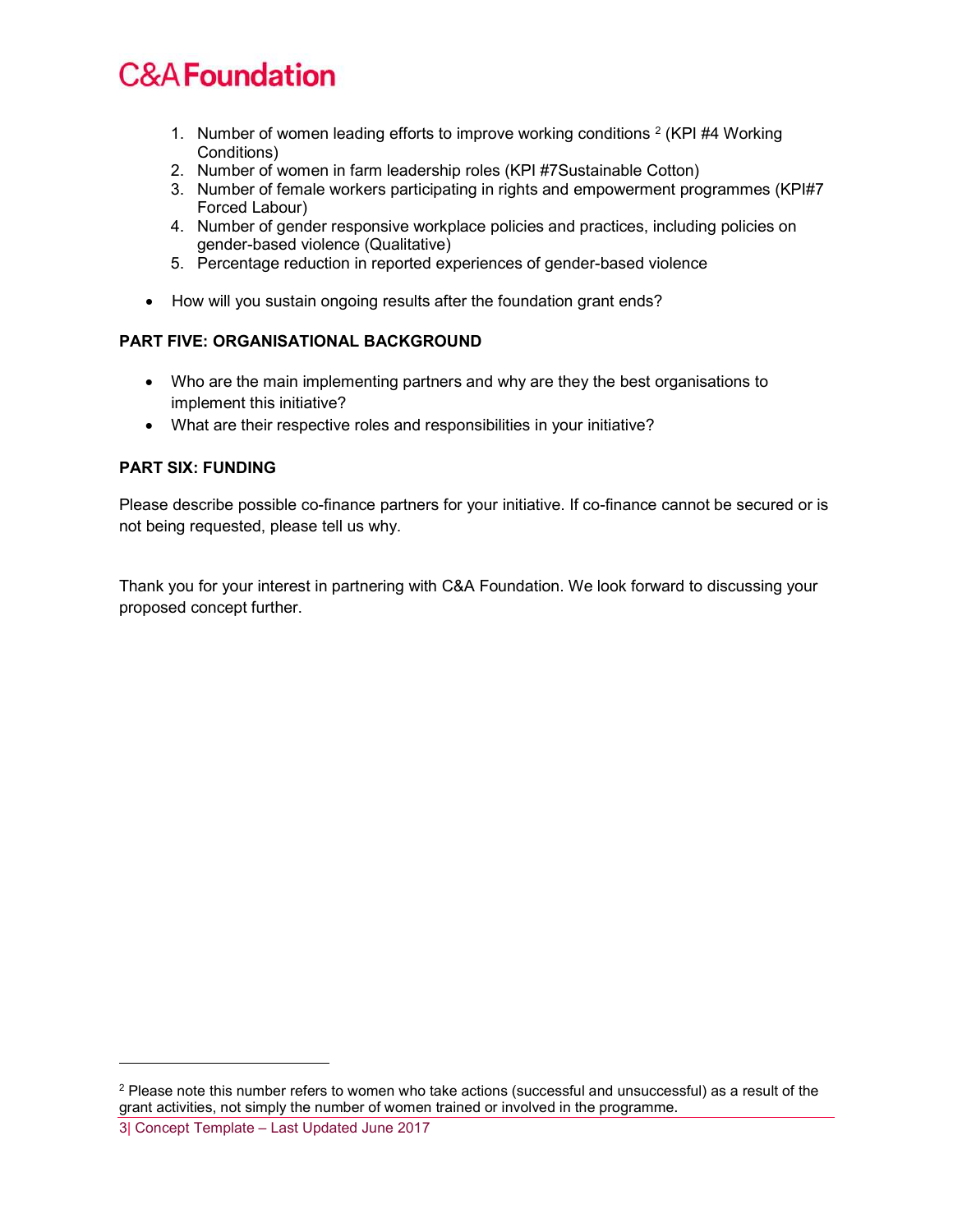1. Number of women leading efforts to improve working conditions [2] (KPI #4 Working Conditions)
2. Number of women in farm leadership roles (KPI #7Sustainable Cotton)
3. Number of female workers participating in rights and empowerment programmes (KPI#7 Forced Labour)
4. Number of gender responsive workplace policies and practices, including policies on gender-based violence (Qualitative)
5. Percentage reduction in reported experiences of gender-based violence

- How will you sustain ongoing results after the foundation grant ends?

**PART FIVE: ORGANISATIONAL BACKGROUND**

- Who are the main implementing partners and why are they the best organisations to implement this initiative?
- What are their respective roles and responsibilities in your initiative?

**PART SIX: FUNDING**

Please describe possible co-finance partners for your initiative. If co-finance cannot be secured or is not being requested, please tell us why.

Thank you for your interest in partnering with C&A Foundation. We look forward to discussing your proposed concept further.

[2] Please note this number refers to women who take actions (successful and unsuccessful) as a result of the grant activities, not simply the number of women trained or involved in the programme.